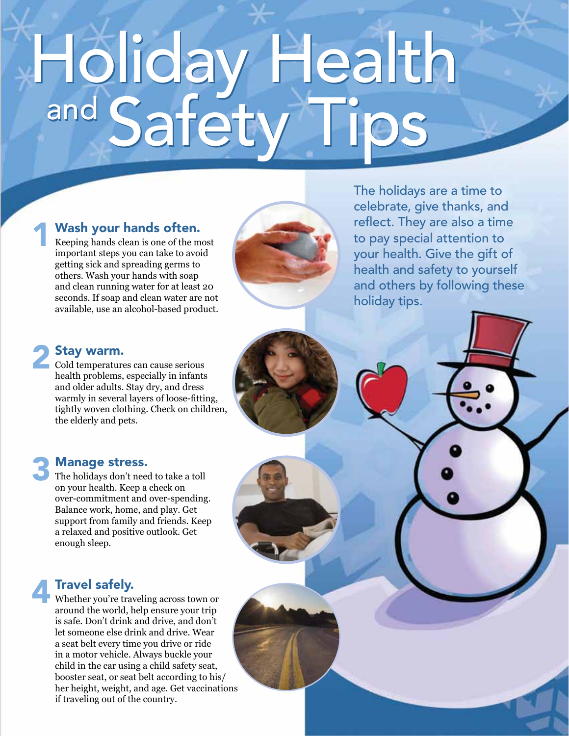# Holiday Health and Safety Tips

The holidays are a time to celebrate, give thanks, and reflect. They are also a time to pay special attention to your health. Give the gift of health and safety to yourself and others by following these holiday tips.

## 1 Wash your hands often.

Keeping hands clean is one of the most important steps you can take to avoid getting sick and spreading germs to others. Wash your hands with soap and clean running water for at least 20 seconds. If soap and clean water are not available, use an alcohol-based product.

## 2 Stay warm.

Cold temperatures can cause serious health problems, especially in infants and older adults. Stay dry, and dress warmly in several layers of loose-fitting, tightly woven clothing. Check on children, the elderly and pets.

## 3 Manage stress.

The holidays don't need to take a toll on your health. Keep a check on over-commitment and over-spending. Balance work, home, and play. Get support from family and friends. Keep a relaxed and positive outlook. Get enough sleep.

## 4 Travel safely.

Whether you're traveling across town or around the world, help ensure your trip is safe. Don't drink and drive, and don't let someone else drink and drive. Wear a seat belt every time you drive or ride in a motor vehicle. Always buckle your child in the car using a child safety seat, booster seat, or seat belt according to his/her height, weight, and age. Get vaccinations if traveling out of the country.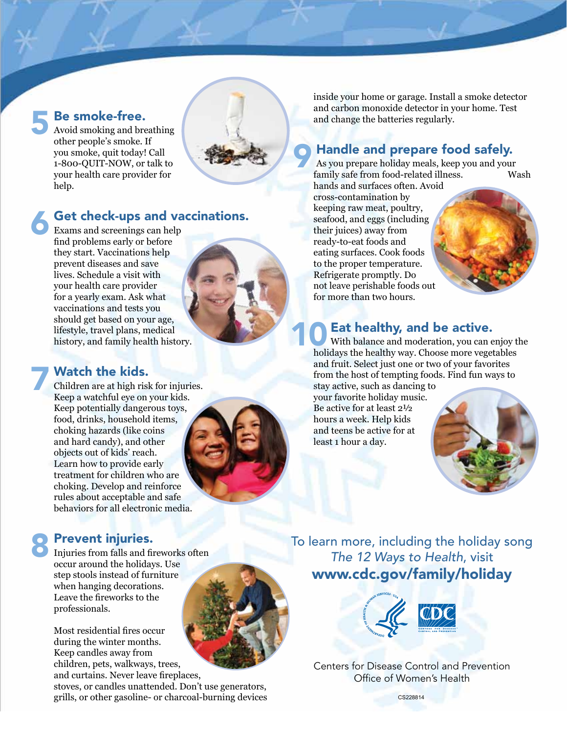## 5 Be smoke-free.

Avoid smoking and breathing other people's smoke. If you smoke, quit today! Call 1-800-QUIT-NOW, or talk to your health care provider for help.

## 6 Get check-ups and vaccinations.

Exams and screenings can help find problems early or before they start. Vaccinations help prevent diseases and save lives. Schedule a visit with your health care provider for a yearly exam. Ask what vaccinations and tests you should get based on your age, lifestyle, travel plans, medical history, and family health history.

## 7 Watch the kids.

Children are at high risk for injuries. Keep a watchful eye on your kids. Keep potentially dangerous toys, food, drinks, household items, choking hazards (like coins and hard candy), and other objects out of kids' reach. Learn how to provide early treatment for children who are choking. Develop and reinforce rules about acceptable and safe behaviors for all electronic media.

## 8 Prevent injuries.

Injuries from falls and fireworks often occur around the holidays. Use step stools instead of furniture when hanging decorations. Leave the fireworks to the professionals.

Most residential fires occur during the winter months. Keep candles away from children, pets, walkways, trees, and curtains. Never leave fireplaces, stoves, or candles unattended. Don't use generators, grills, or other gasoline- or charcoal-burning devices inside your home or garage. Install a smoke detector and carbon monoxide detector in your home. Test and change the batteries regularly.

## 9 Handle and prepare food safely.

As you prepare holiday meals, keep you and your family safe from food-related illness. Wash hands and surfaces often. Avoid cross-contamination by keeping raw meat, poultry, seafood, and eggs (including their juices) away from ready-to-eat foods and eating surfaces. Cook foods to the proper temperature. Refrigerate promptly. Do not leave perishable foods out for more than two hours.

## 10 Eat healthy, and be active.

With balance and moderation, you can enjoy the holidays the healthy way. Choose more vegetables and fruit. Select just one or two of your favorites from the host of tempting foods. Find fun ways to stay active, such as dancing to your favorite holiday music. Be active for at least 2½ hours a week. Help kids and teens be active for at least 1 hour a day.

To learn more, including the holiday song *The 12 Ways to Health*, visit
**www.cdc.gov/family/holiday**

Centers for Disease Control and Prevention
Office of Women's Health

CS228814